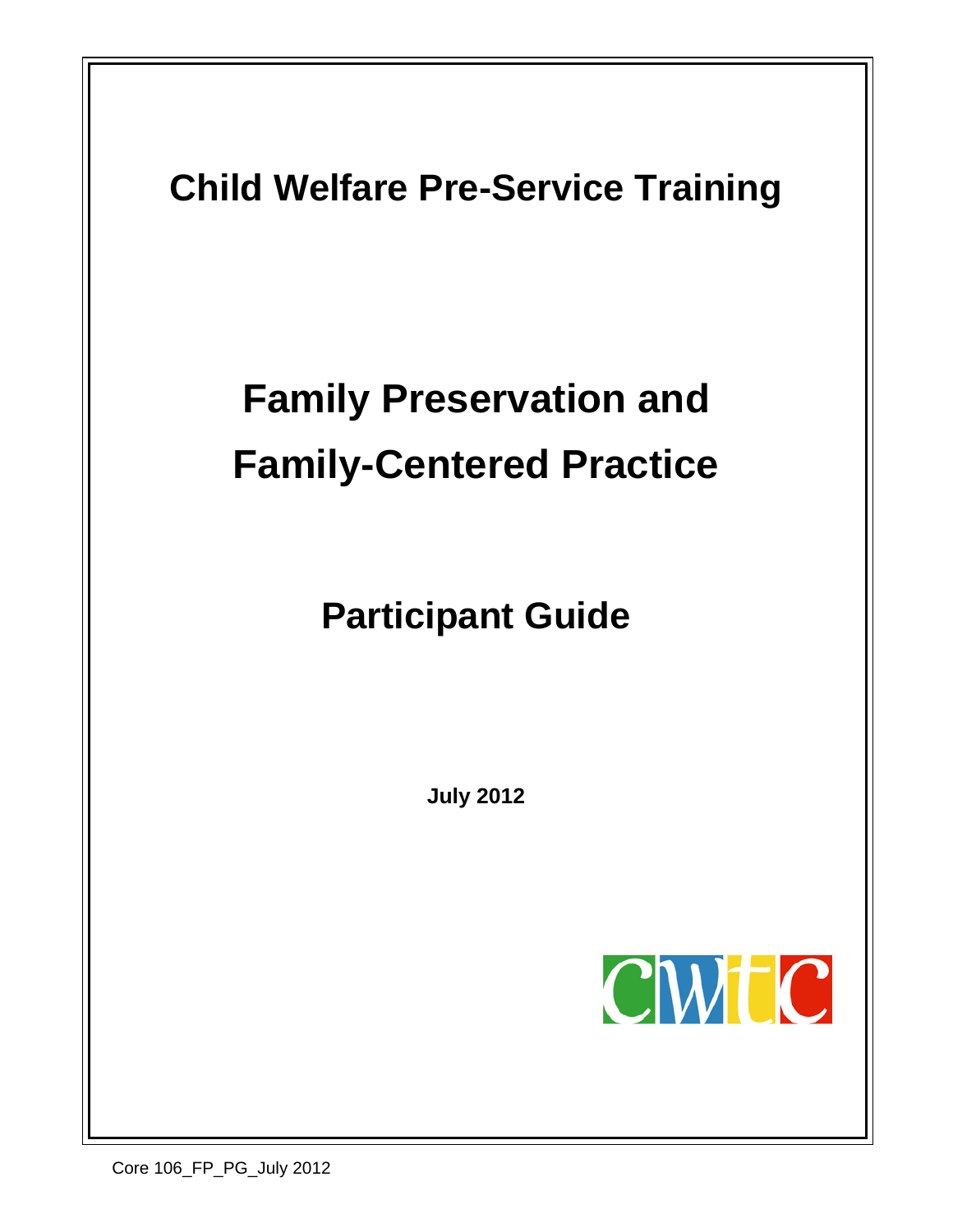# Child Welfare Pre-Service Training

# Family Preservation and Family-Centered Practice

## Participant Guide

**July 2012**

CWTC

Core 106_FP_PG_July 2012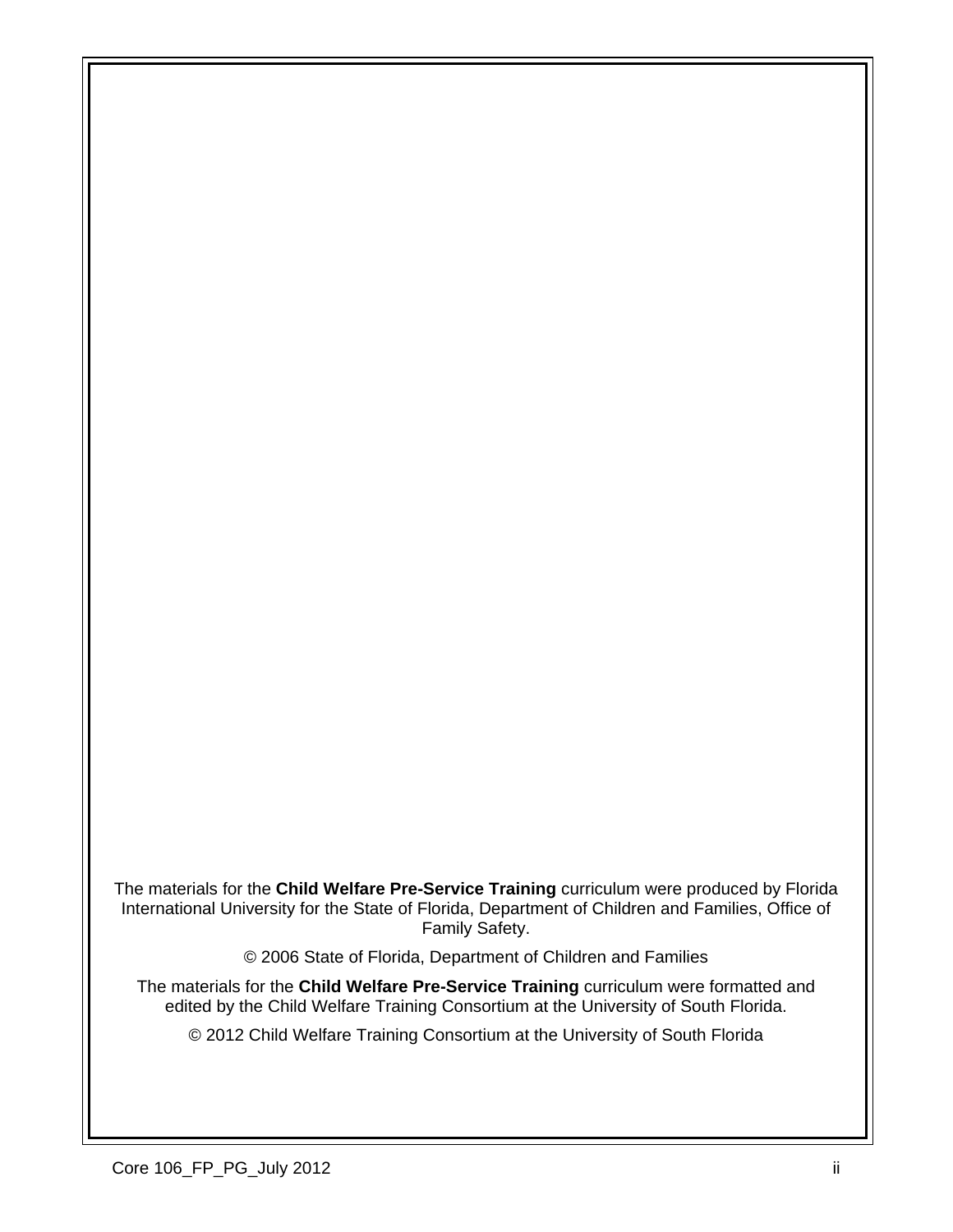The materials for the **Child Welfare Pre-Service Training** curriculum were produced by Florida International University for the State of Florida, Department of Children and Families, Office of Family Safety.

© 2006 State of Florida, Department of Children and Families

The materials for the **Child Welfare Pre-Service Training** curriculum were formatted and edited by the Child Welfare Training Consortium at the University of South Florida.

© 2012 Child Welfare Training Consortium at the University of South Florida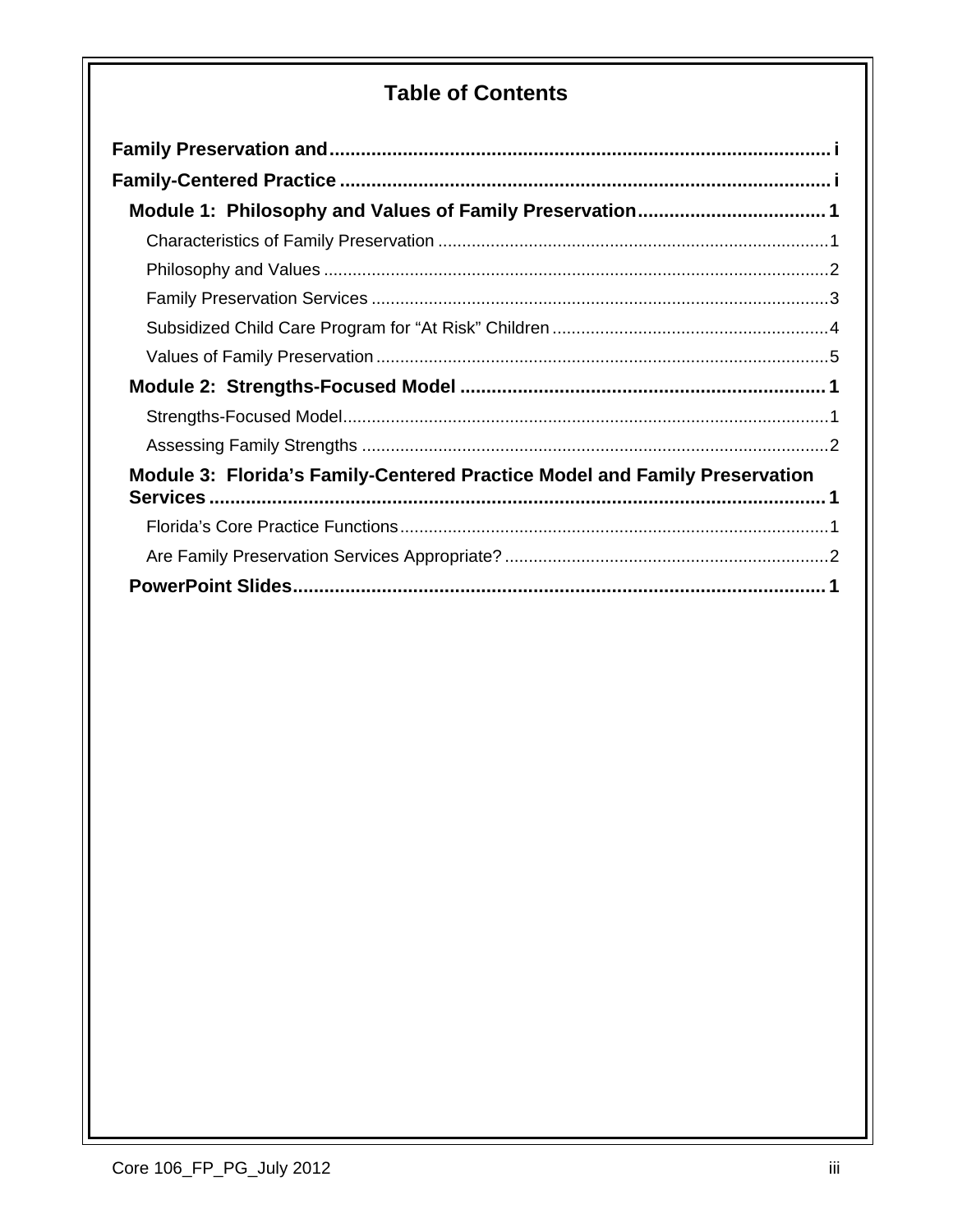# Table of Contents

**Family Preservation and** ........................................................................................ i

**Family-Centered Practice** ........................................................................................ i

**Module 1: Philosophy and Values of Family Preservation** .................................... 1

Characteristics of Family Preservation .................................................................................1

Philosophy and Values ..........................................................................................................2

Family Preservation Services ...............................................................................................3

Subsidized Child Care Program for “At Risk” Children ..........................................................4

Values of Family Preservation ..............................................................................................5

**Module 2: Strengths-Focused Model** ...................................................................... 1

Strengths-Focused Model......................................................................................................1

Assessing Family Strengths .................................................................................................2

**Module 3: Florida’s Family-Centered Practice Model and Family Preservation Services** ...................................................................................................................... 1

Florida’s Core Practice Functions..........................................................................................1

Are Family Preservation Services Appropriate? ....................................................................2

**PowerPoint Slides** ..................................................................................................... 1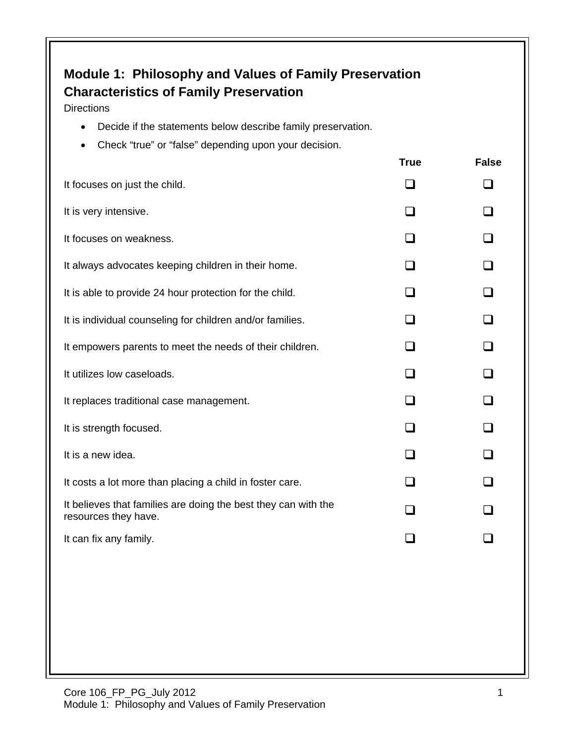## Module 1: Philosophy and Values of Family Preservation
## Characteristics of Family Preservation

Directions

- Decide if the statements below describe family preservation.
- Check "true" or "false" depending upon your decision.

| | True | False |
|---|---|---|
| It focuses on just the child. | ❑ | ❑ |
| It is very intensive. | ❑ | ❑ |
| It focuses on weakness. | ❑ | ❑ |
| It always advocates keeping children in their home. | ❑ | ❑ |
| It is able to provide 24 hour protection for the child. | ❑ | ❑ |
| It is individual counseling for children and/or families. | ❑ | ❑ |
| It empowers parents to meet the needs of their children. | ❑ | ❑ |
| It utilizes low caseloads. | ❑ | ❑ |
| It replaces traditional case management. | ❑ | ❑ |
| It is strength focused. | ❑ | ❑ |
| It is a new idea. | ❑ | ❑ |
| It costs a lot more than placing a child in foster care. | ❑ | ❑ |
| It believes that families are doing the best they can with the resources they have. | ❑ | ❑ |
| It can fix any family. | ❑ | ❑ |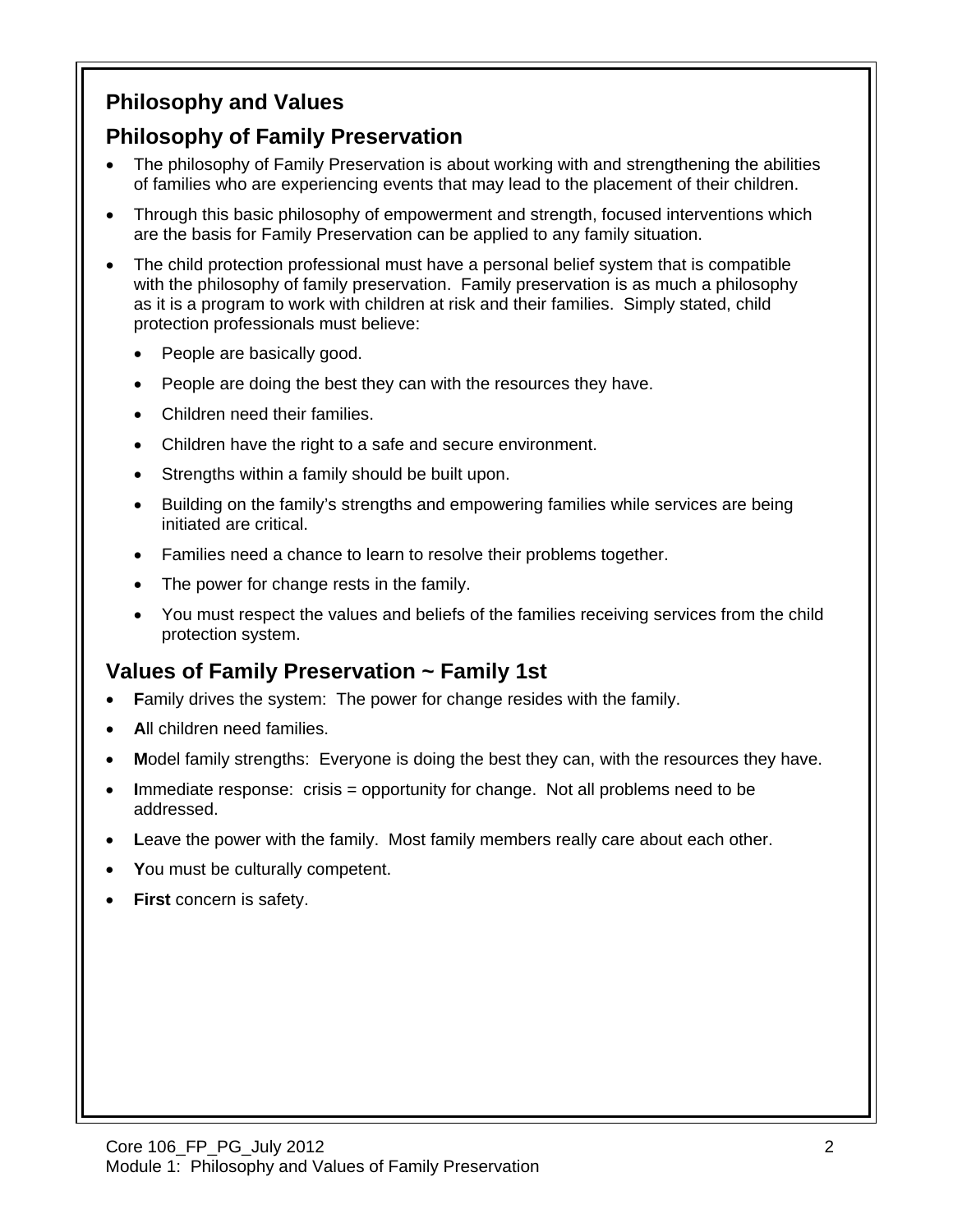## Philosophy and Values

### Philosophy of Family Preservation

- The philosophy of Family Preservation is about working with and strengthening the abilities of families who are experiencing events that may lead to the placement of their children.
- Through this basic philosophy of empowerment and strength, focused interventions which are the basis for Family Preservation can be applied to any family situation.
- The child protection professional must have a personal belief system that is compatible with the philosophy of family preservation. Family preservation is as much a philosophy as it is a program to work with children at risk and their families. Simply stated, child protection professionals must believe:
  - People are basically good.
  - People are doing the best they can with the resources they have.
  - Children need their families.
  - Children have the right to a safe and secure environment.
  - Strengths within a family should be built upon.
  - Building on the family's strengths and empowering families while services are being initiated are critical.
  - Families need a chance to learn to resolve their problems together.
  - The power for change rests in the family.
  - You must respect the values and beliefs of the families receiving services from the child protection system.

### Values of Family Preservation ~ Family 1st

- **F**amily drives the system: The power for change resides with the family.
- **A**ll children need families.
- **M**odel family strengths: Everyone is doing the best they can, with the resources they have.
- **I**mmediate response: crisis = opportunity for change. Not all problems need to be addressed.
- **L**eave the power with the family. Most family members really care about each other.
- **Y**ou must be culturally competent.
- **First** concern is safety.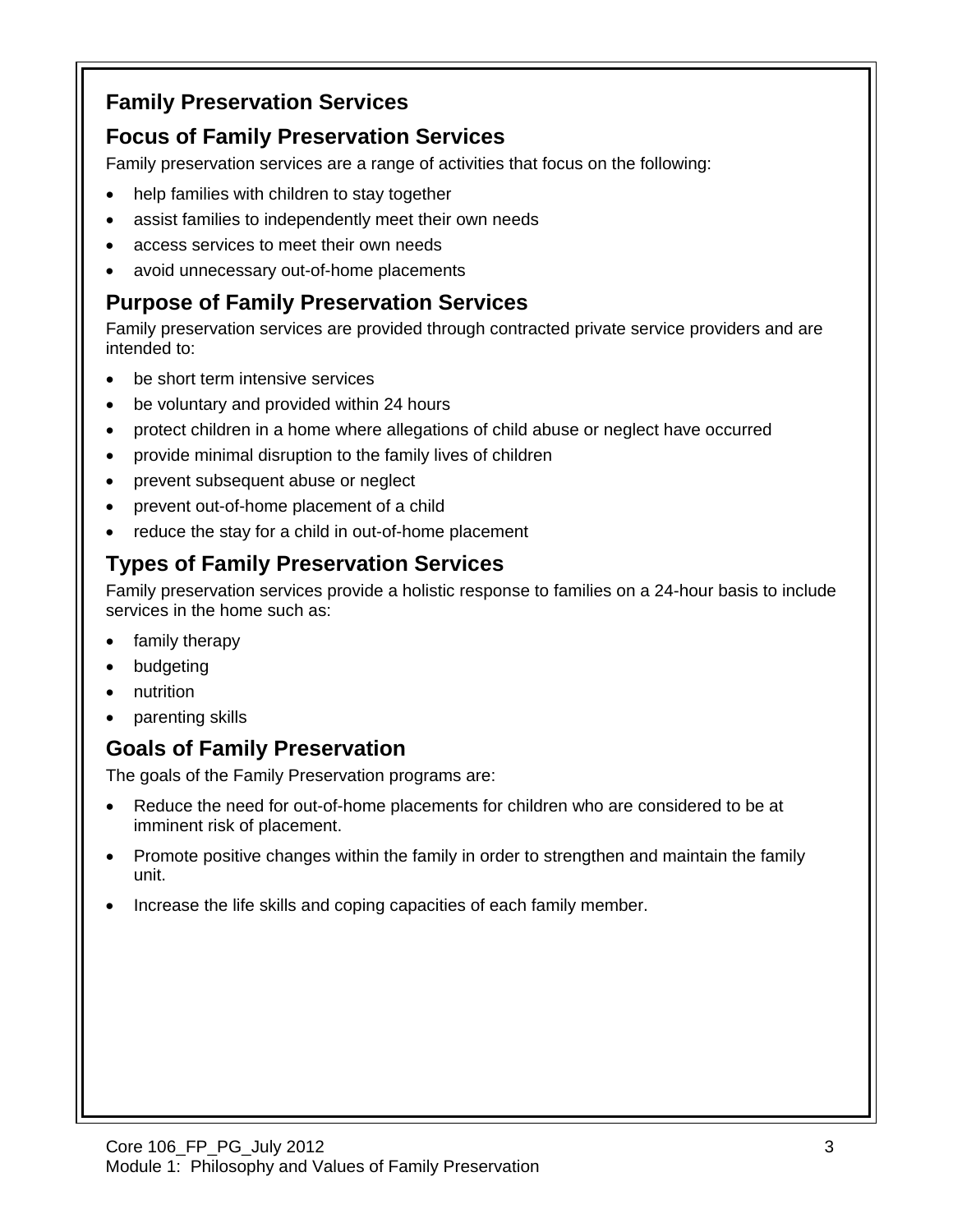## Family Preservation Services

### Focus of Family Preservation Services

Family preservation services are a range of activities that focus on the following:

- help families with children to stay together
- assist families to independently meet their own needs
- access services to meet their own needs
- avoid unnecessary out-of-home placements

### Purpose of Family Preservation Services

Family preservation services are provided through contracted private service providers and are intended to:

- be short term intensive services
- be voluntary and provided within 24 hours
- protect children in a home where allegations of child abuse or neglect have occurred
- provide minimal disruption to the family lives of children
- prevent subsequent abuse or neglect
- prevent out-of-home placement of a child
- reduce the stay for a child in out-of-home placement

### Types of Family Preservation Services

Family preservation services provide a holistic response to families on a 24-hour basis to include services in the home such as:

- family therapy
- budgeting
- nutrition
- parenting skills

### Goals of Family Preservation

The goals of the Family Preservation programs are:

- Reduce the need for out-of-home placements for children who are considered to be at imminent risk of placement.
- Promote positive changes within the family in order to strengthen and maintain the family unit.
- Increase the life skills and coping capacities of each family member.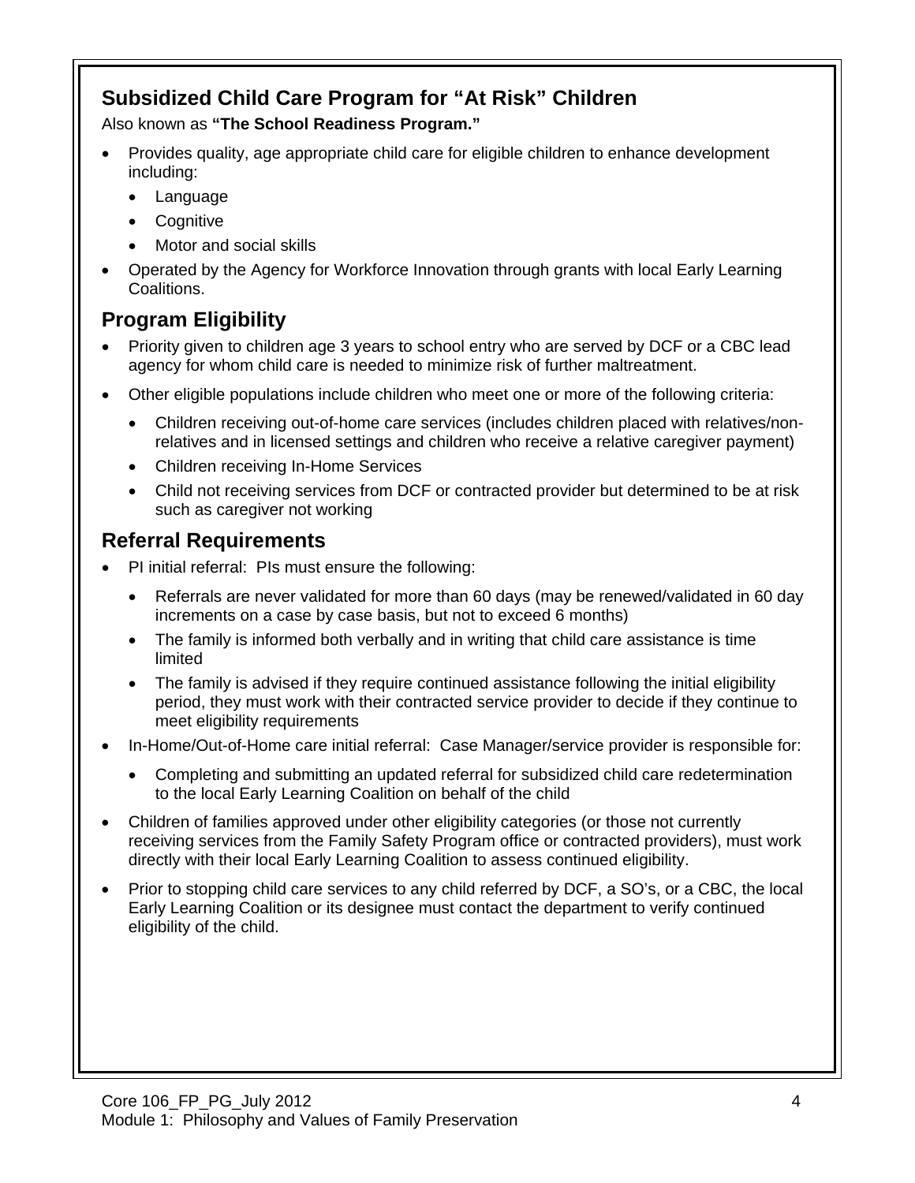## Subsidized Child Care Program for "At Risk" Children

Also known as **"The School Readiness Program."**

- Provides quality, age appropriate child care for eligible children to enhance development including:
  - Language
  - Cognitive
  - Motor and social skills
- Operated by the Agency for Workforce Innovation through grants with local Early Learning Coalitions.

## Program Eligibility

- Priority given to children age 3 years to school entry who are served by DCF or a CBC lead agency for whom child care is needed to minimize risk of further maltreatment.
- Other eligible populations include children who meet one or more of the following criteria:
  - Children receiving out-of-home care services (includes children placed with relatives/non-relatives and in licensed settings and children who receive a relative caregiver payment)
  - Children receiving In-Home Services
  - Child not receiving services from DCF or contracted provider but determined to be at risk such as caregiver not working

## Referral Requirements

- PI initial referral: PIs must ensure the following:
  - Referrals are never validated for more than 60 days (may be renewed/validated in 60 day increments on a case by case basis, but not to exceed 6 months)
  - The family is informed both verbally and in writing that child care assistance is time limited
  - The family is advised if they require continued assistance following the initial eligibility period, they must work with their contracted service provider to decide if they continue to meet eligibility requirements
- In-Home/Out-of-Home care initial referral: Case Manager/service provider is responsible for:
  - Completing and submitting an updated referral for subsidized child care redetermination to the local Early Learning Coalition on behalf of the child
- Children of families approved under other eligibility categories (or those not currently receiving services from the Family Safety Program office or contracted providers), must work directly with their local Early Learning Coalition to assess continued eligibility.
- Prior to stopping child care services to any child referred by DCF, a SO's, or a CBC, the local Early Learning Coalition or its designee must contact the department to verify continued eligibility of the child.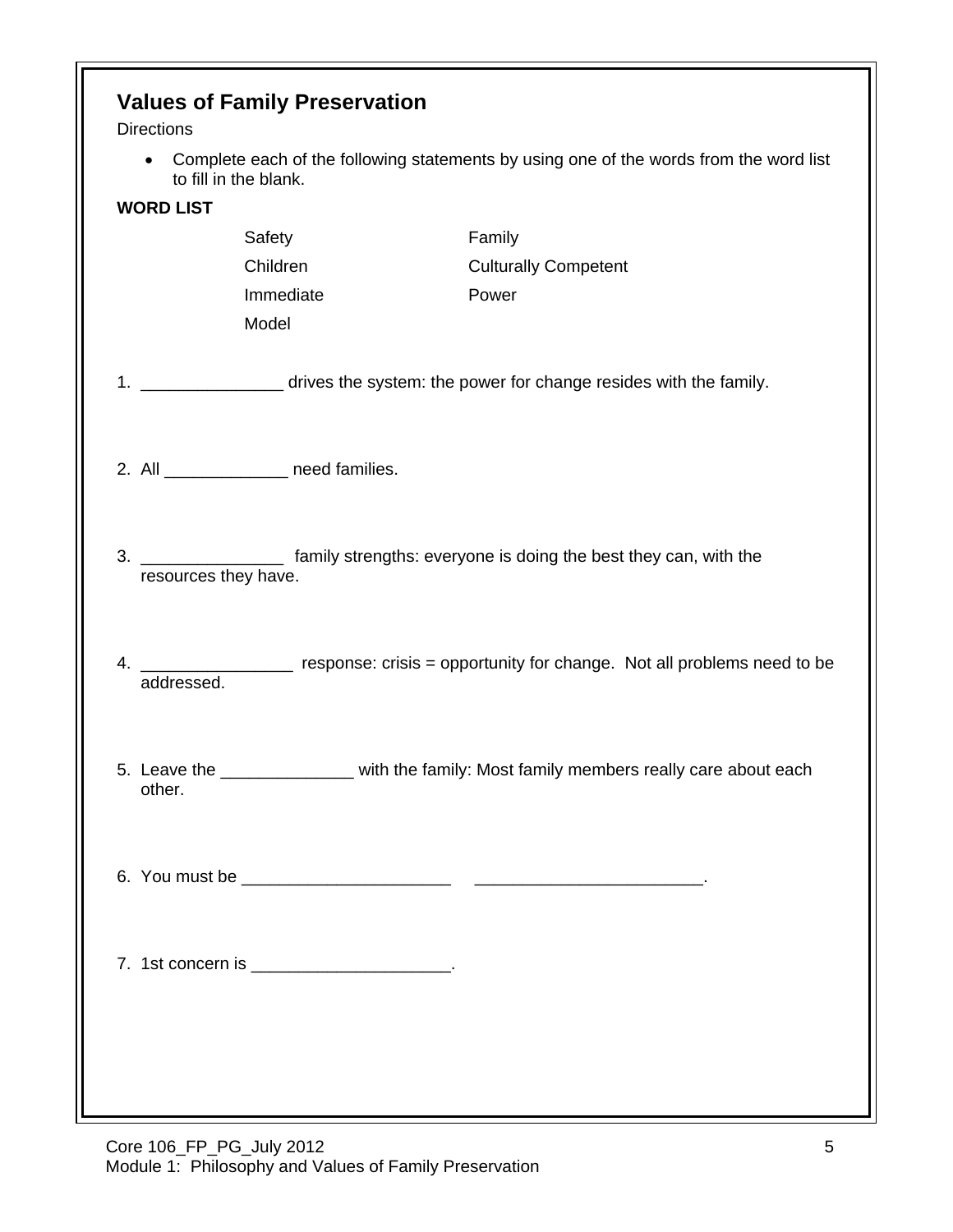## Values of Family Preservation

Directions

- Complete each of the following statements by using one of the words from the word list to fill in the blank.

**WORD LIST**

| | |
|---|---|
| Safety | Family |
| Children | Culturally Competent |
| Immediate | Power |
| Model | |

1. _______________ drives the system: the power for change resides with the family.

2. All _____________ need families.

3. _______________ family strengths: everyone is doing the best they can, with the resources they have.

4. ________________ response: crisis = opportunity for change. Not all problems need to be addressed.

5. Leave the ______________ with the family: Most family members really care about each other.

6. You must be ______________________ ________________________.

7. 1st concern is _____________________.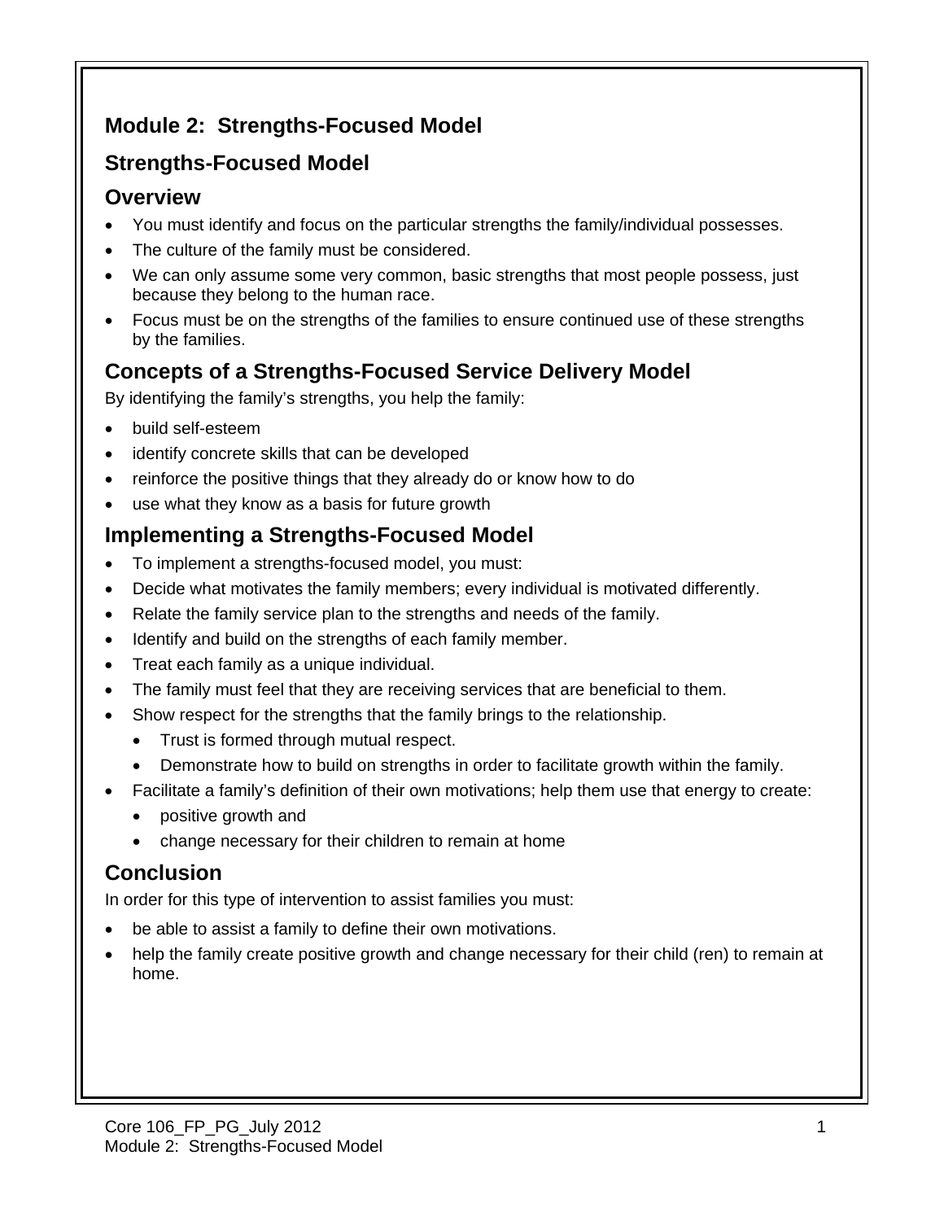## Module 2: Strengths-Focused Model

### Strengths-Focused Model

### Overview

- You must identify and focus on the particular strengths the family/individual possesses.
- The culture of the family must be considered.
- We can only assume some very common, basic strengths that most people possess, just because they belong to the human race.
- Focus must be on the strengths of the families to ensure continued use of these strengths by the families.

### Concepts of a Strengths-Focused Service Delivery Model

By identifying the family's strengths, you help the family:

- build self-esteem
- identify concrete skills that can be developed
- reinforce the positive things that they already do or know how to do
- use what they know as a basis for future growth

### Implementing a Strengths-Focused Model

- To implement a strengths-focused model, you must:
- Decide what motivates the family members; every individual is motivated differently.
- Relate the family service plan to the strengths and needs of the family.
- Identify and build on the strengths of each family member.
- Treat each family as a unique individual.
- The family must feel that they are receiving services that are beneficial to them.
- Show respect for the strengths that the family brings to the relationship.
  - Trust is formed through mutual respect.
  - Demonstrate how to build on strengths in order to facilitate growth within the family.
- Facilitate a family's definition of their own motivations; help them use that energy to create:
  - positive growth and
  - change necessary for their children to remain at home

### Conclusion

In order for this type of intervention to assist families you must:

- be able to assist a family to define their own motivations.
- help the family create positive growth and change necessary for their child (ren) to remain at home.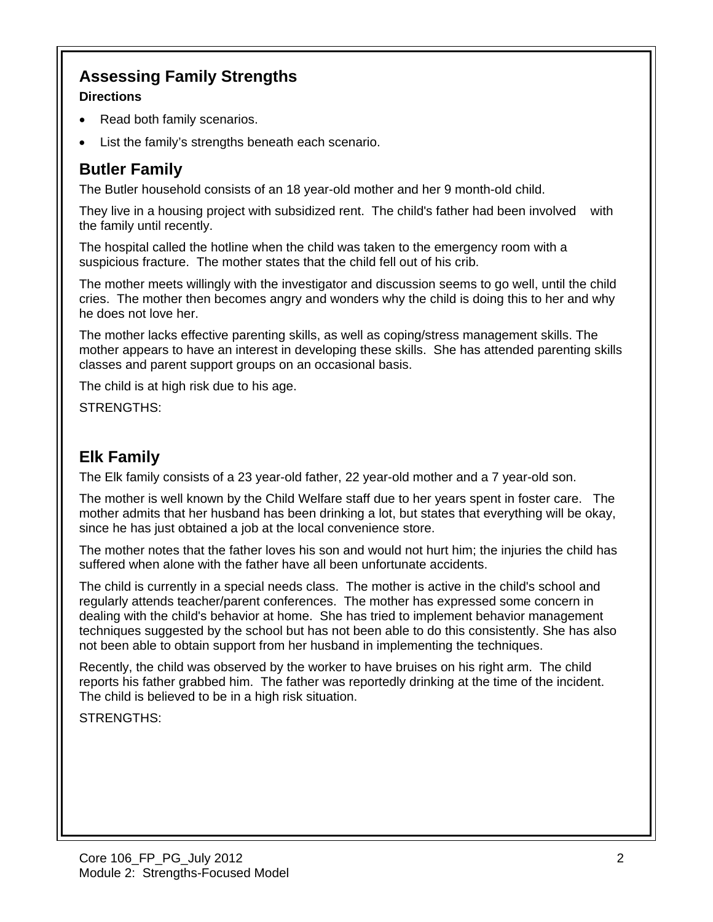## Assessing Family Strengths

**Directions**

- Read both family scenarios.
- List the family's strengths beneath each scenario.

## Butler Family

The Butler household consists of an 18 year-old mother and her 9 month-old child.

They live in a housing project with subsidized rent. The child's father had been involved with the family until recently.

The hospital called the hotline when the child was taken to the emergency room with a suspicious fracture. The mother states that the child fell out of his crib.

The mother meets willingly with the investigator and discussion seems to go well, until the child cries. The mother then becomes angry and wonders why the child is doing this to her and why he does not love her.

The mother lacks effective parenting skills, as well as coping/stress management skills. The mother appears to have an interest in developing these skills. She has attended parenting skills classes and parent support groups on an occasional basis.

The child is at high risk due to his age.

STRENGTHS:

## Elk Family

The Elk family consists of a 23 year-old father, 22 year-old mother and a 7 year-old son.

The mother is well known by the Child Welfare staff due to her years spent in foster care. The mother admits that her husband has been drinking a lot, but states that everything will be okay, since he has just obtained a job at the local convenience store.

The mother notes that the father loves his son and would not hurt him; the injuries the child has suffered when alone with the father have all been unfortunate accidents.

The child is currently in a special needs class. The mother is active in the child's school and regularly attends teacher/parent conferences. The mother has expressed some concern in dealing with the child's behavior at home. She has tried to implement behavior management techniques suggested by the school but has not been able to do this consistently. She has also not been able to obtain support from her husband in implementing the techniques.

Recently, the child was observed by the worker to have bruises on his right arm. The child reports his father grabbed him. The father was reportedly drinking at the time of the incident. The child is believed to be in a high risk situation.

STRENGTHS: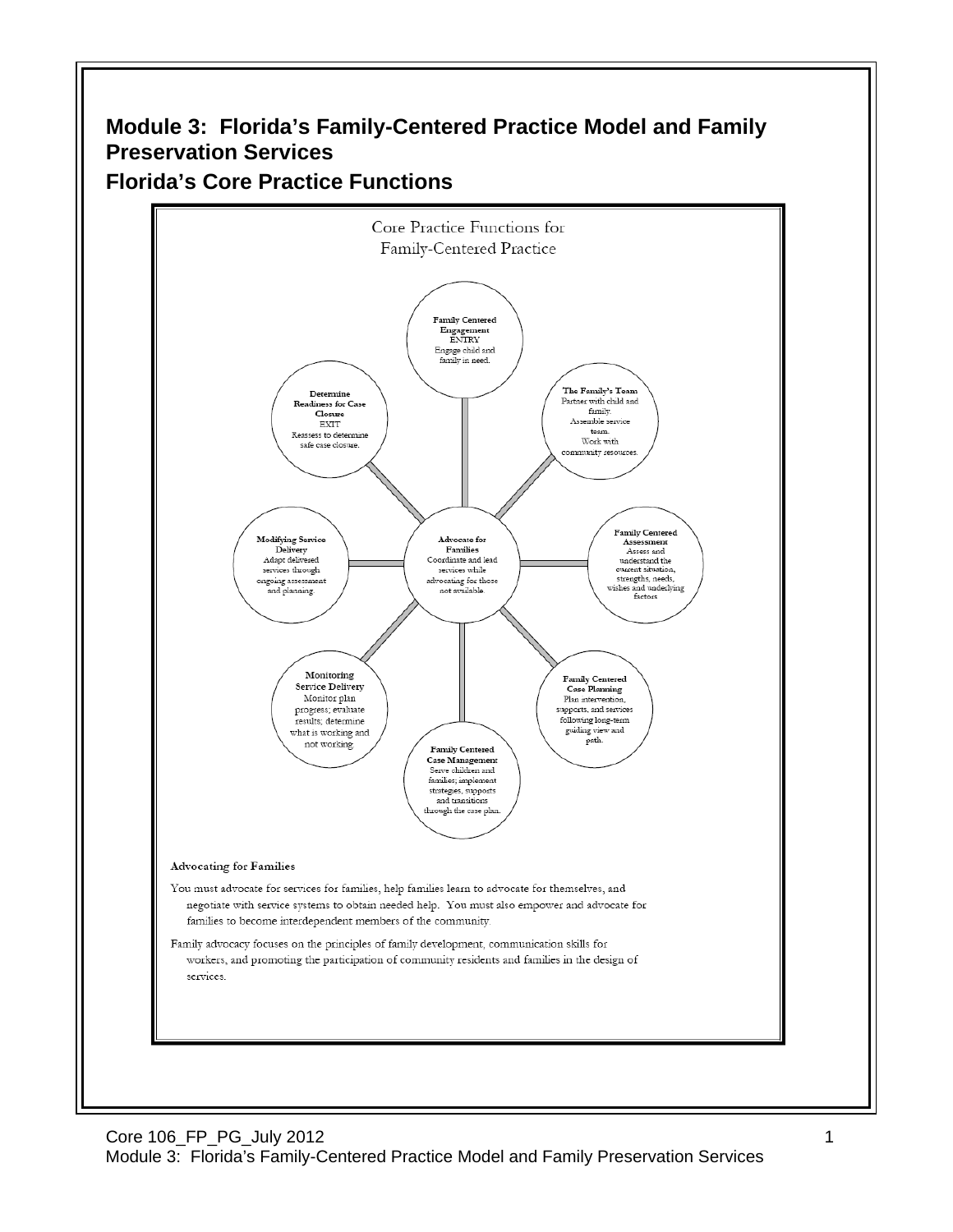# Module 3: Florida's Family-Centered Practice Model and Family Preservation Services

## Florida's Core Practice Functions

Core Practice Functions for Family-Centered Practice

**Family Centered Engagement**
ENTRY
Engage child and family in need.

**The Family's Team**
Partner with child and family.
Assemble service team.
Work with community resources.

**Family Centered Assessment**
Assess and understand the current situation, strengths, needs, wishes and underlying factors.

**Family Centered Case Planning**
Plan intervention, supports, and services following long-term guiding view and path.

**Family Centered Case Management**
Serve children and families; implement strategies, supports and transitions through the case plan.

**Monitoring Service Delivery**
Monitor plan progress; evaluate results; determine what is working and not working.

**Modifying Service Delivery**
Adapt delivered services through ongoing assessment and planning.

**Determine Readiness for Case Closure**
EXIT
Reassess to determine safe case closure.

**Advocate for Families**
Coordinate and lead services while advocating for those not available.

**Advocating for Families**

You must advocate for services for families, help families learn to advocate for themselves, and negotiate with service systems to obtain needed help. You must also empower and advocate for families to become interdependent members of the community.

Family advocacy focuses on the principles of family development, communication skills for workers, and promoting the participation of community residents and families in the design of services.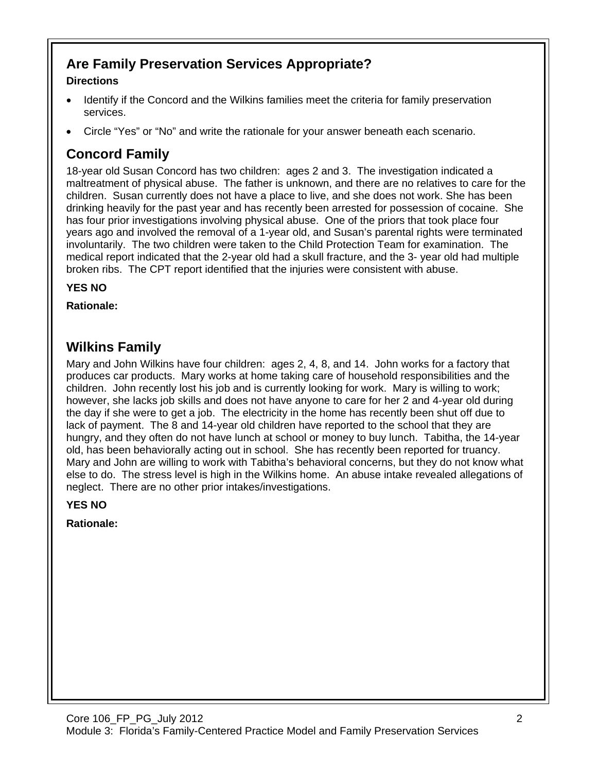## Are Family Preservation Services Appropriate?

**Directions**

- Identify if the Concord and the Wilkins families meet the criteria for family preservation services.
- Circle "Yes" or "No" and write the rationale for your answer beneath each scenario.

## Concord Family

18-year old Susan Concord has two children: ages 2 and 3. The investigation indicated a maltreatment of physical abuse. The father is unknown, and there are no relatives to care for the children. Susan currently does not have a place to live, and she does not work. She has been drinking heavily for the past year and has recently been arrested for possession of cocaine. She has four prior investigations involving physical abuse. One of the priors that took place four years ago and involved the removal of a 1-year old, and Susan's parental rights were terminated involuntarily. The two children were taken to the Child Protection Team for examination. The medical report indicated that the 2-year old had a skull fracture, and the 3- year old had multiple broken ribs. The CPT report identified that the injuries were consistent with abuse.

**YES NO**

**Rationale:**

## Wilkins Family

Mary and John Wilkins have four children: ages 2, 4, 8, and 14. John works for a factory that produces car products. Mary works at home taking care of household responsibilities and the children. John recently lost his job and is currently looking for work. Mary is willing to work; however, she lacks job skills and does not have anyone to care for her 2 and 4-year old during the day if she were to get a job. The electricity in the home has recently been shut off due to lack of payment. The 8 and 14-year old children have reported to the school that they are hungry, and they often do not have lunch at school or money to buy lunch. Tabitha, the 14-year old, has been behaviorally acting out in school. She has recently been reported for truancy. Mary and John are willing to work with Tabitha's behavioral concerns, but they do not know what else to do. The stress level is high in the Wilkins home. An abuse intake revealed allegations of neglect. There are no other prior intakes/investigations.

**YES NO**

**Rationale:**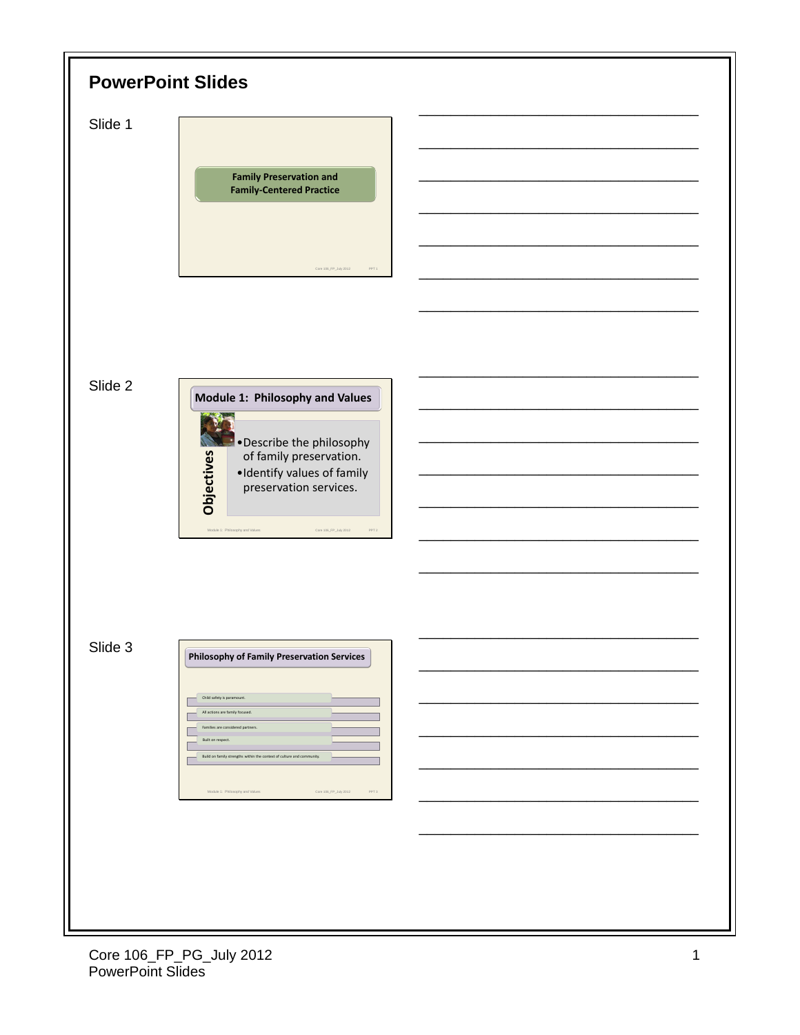## PowerPoint Slides

Slide 1

**Family Preservation and Family-Centered Practice**

Core 106_FP_July 2012 PPT 1

Slide 2

**Module 1: Philosophy and Values**

**Objectives**

- Describe the philosophy of family preservation.
- Identify values of family preservation services.

Module 1: Philosophy and Values Core 106_FP_July 2012 PPT 2

Slide 3

**Philosophy of Family Preservation Services**

- Child safety is paramount.
- All actions are family focused.
- Families are considered partners.
- Built on respect.
- Build on family strengths within the context of culture and community.

Module 1: Philosophy and Values Core 106_FP_July 2012 PPT 3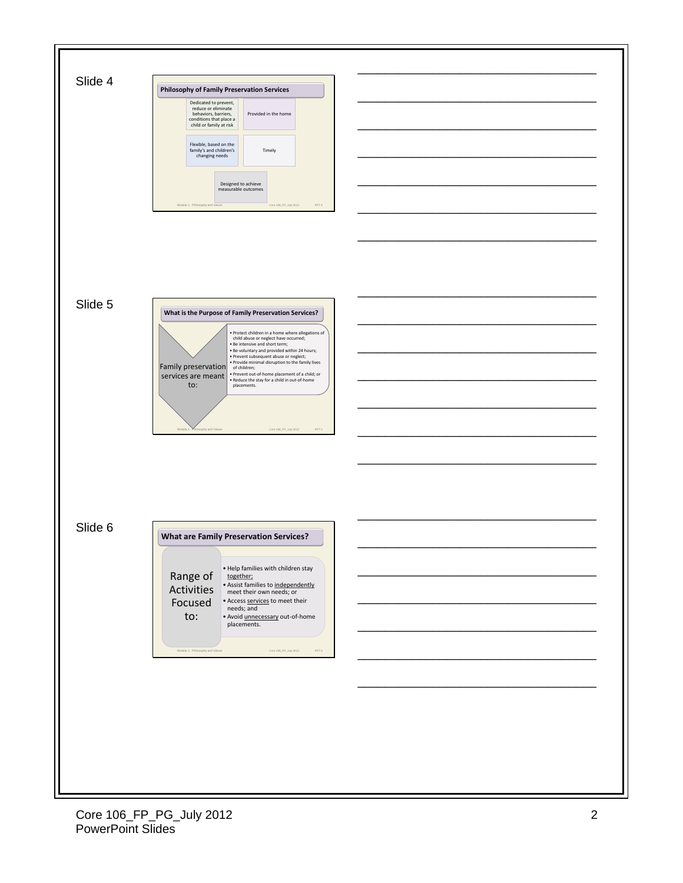Slide 4

## Philosophy of Family Preservation Services

- Dedicated to prevent, reduce or eliminate behaviors, barriers, conditions that place a child or family at risk
- Provided in the home
- Flexible, based on the family's and children's changing needs
- Timely
- Designed to achieve measurable outcomes

Module 1: Philosophy and Values — Core 106_FP_July 2012 — PPT 4

Slide 5

## What is the Purpose of Family Preservation Services?

Family preservation services are meant to:

- Protect children in a home where allegations of child abuse or neglect have occurred;
- Be intensive and short term;
- Be voluntary and provided within 24 hours;
- Prevent subsequent abuse or neglect;
- Provide minimal disruption to the family lives of children;
- Prevent out-of-home placement of a child; or
- Reduce the stay for a child in out-of-home placements.

Module 1: Philosophy and Values — Core 106_FP_July 2012 — PPT 5

Slide 6

## What are Family Preservation Services?

Range of Activities Focused to:

- Help families with children stay together;
- Assist families to independently meet their own needs; or
- Access services to meet their needs; and
- Avoid unnecessary out-of-home placements.

Module 1: Philosophy and Values — Core 106_FP_July 2012 — PPT 6

Core 106_FP_PG_July 2012
PowerPoint Slides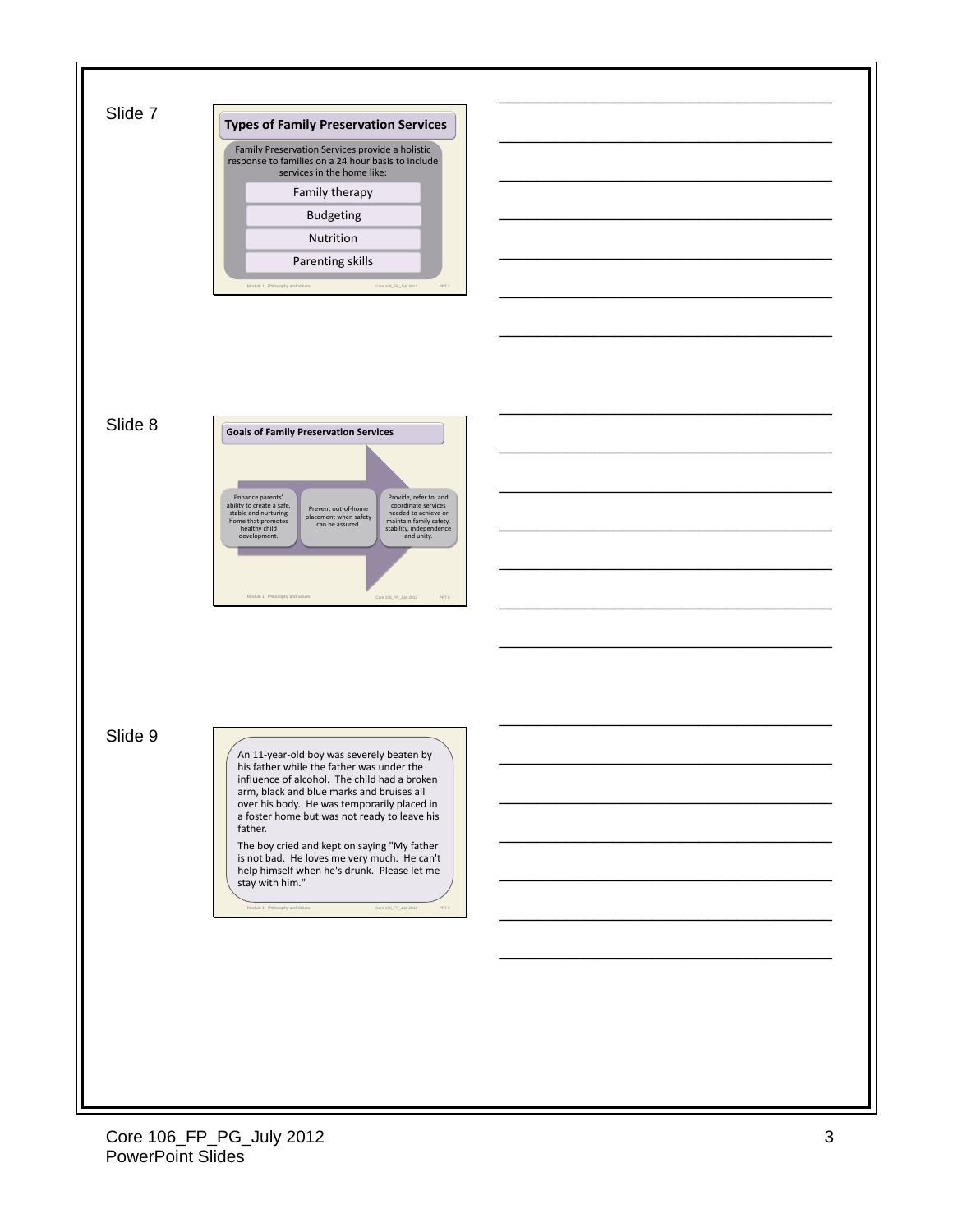Slide 7

**Types of Family Preservation Services**

Family Preservation Services provide a holistic response to families on a 24 hour basis to include services in the home like:

- Family therapy
- Budgeting
- Nutrition
- Parenting skills

Module 1: Philosophy and Values Core 106_FP_July 2012 PPT 7

Slide 8

**Goals of Family Preservation Services**

- Enhance parents' ability to create a safe, stable and nurturing home that promotes healthy child development.
- Prevent out-of-home placement when safety can be assured.
- Provide, refer to, and coordinate services needed to achieve or maintain family safety, stability, independence and unity.

Module 1: Philosophy and Values Core 106_FP_July 2012 PPT 8

Slide 9

An 11-year-old boy was severely beaten by his father while the father was under the influence of alcohol. The child had a broken arm, black and blue marks and bruises all over his body. He was temporarily placed in a foster home but was not ready to leave his father.

The boy cried and kept on saying "My father is not bad. He loves me very much. He can't help himself when he's drunk. Please let me stay with him."

Module 1: Philosophy and Values Core 106_FP_July 2012 PPT 9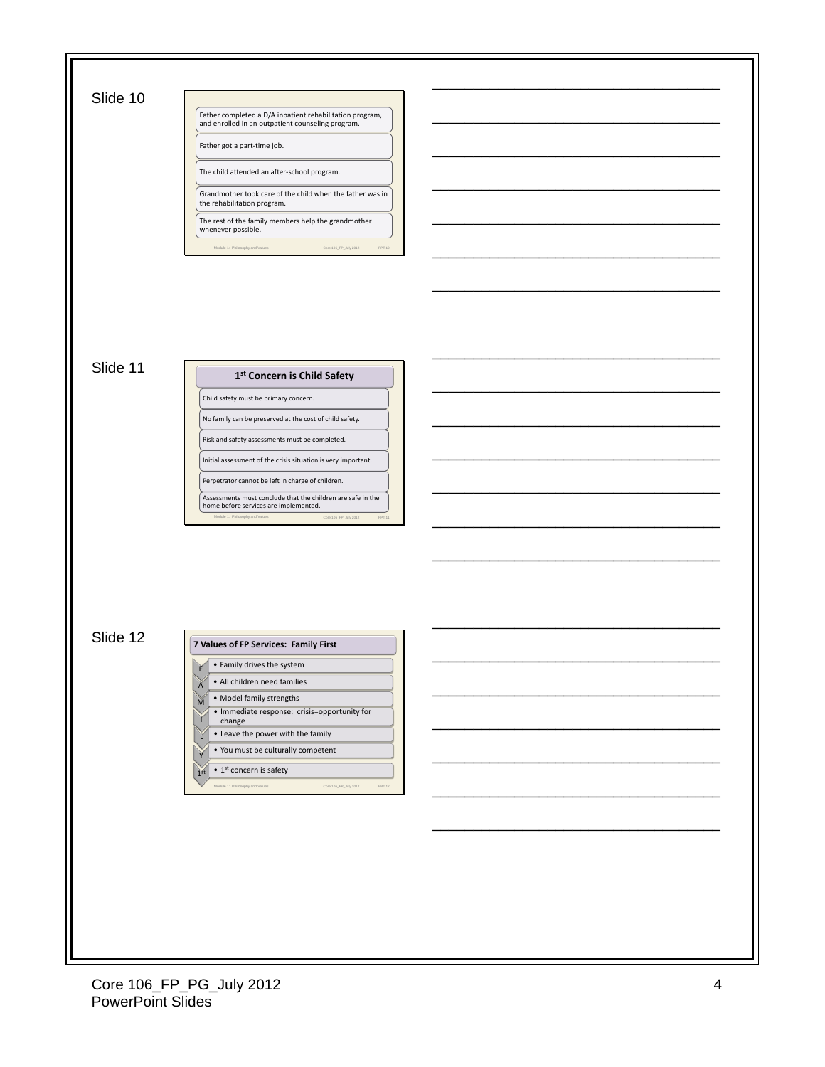Slide 10

Father completed a D/A inpatient rehabilitation program, and enrolled in an outpatient counseling program.

Father got a part-time job.

The child attended an after-school program.

Grandmother took care of the child when the father was in the rehabilitation program.

The rest of the family members help the grandmother whenever possible.

Module 1: Philosophy and Values — Core 106_FP_July 2012 — PPT 10

Slide 11

## 1st Concern is Child Safety

- Child safety must be primary concern.
- No family can be preserved at the cost of child safety.
- Risk and safety assessments must be completed.
- Initial assessment of the crisis situation is very important.
- Perpetrator cannot be left in charge of children.
- Assessments must conclude that the children are safe in the home before services are implemented.

Module 1: Philosophy and Values — Core 106_FP_July 2012 — PPT 11

Slide 12

## 7 Values of FP Services: Family First

- F — Family drives the system
- A — All children need families
- M — Model family strengths
- I — Immediate response: crisis=opportunity for change
- L — Leave the power with the family
- Y — You must be culturally competent
- 1st — 1st concern is safety

Module 1: Philosophy and Values — Core 106_FP_July 2012 — PPT 12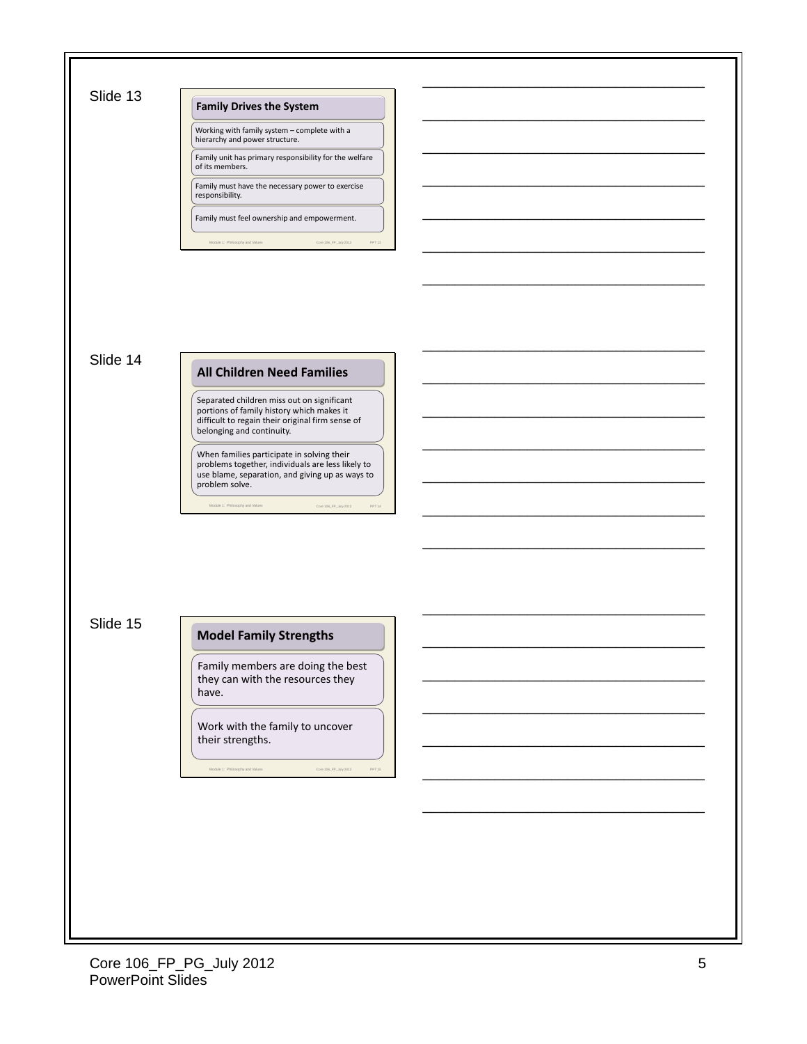Slide 13

**Family Drives the System**

- Working with family system – complete with a hierarchy and power structure.
- Family unit has primary responsibility for the welfare of its members.
- Family must have the necessary power to exercise responsibility.
- Family must feel ownership and empowerment.

Slide 14

**All Children Need Families**

- Separated children miss out on significant portions of family history which makes it difficult to regain their original firm sense of belonging and continuity.
- When families participate in solving their problems together, individuals are less likely to use blame, separation, and giving up as ways to problem solve.

Slide 15

**Model Family Strengths**

- Family members are doing the best they can with the resources they have.
- Work with the family to uncover their strengths.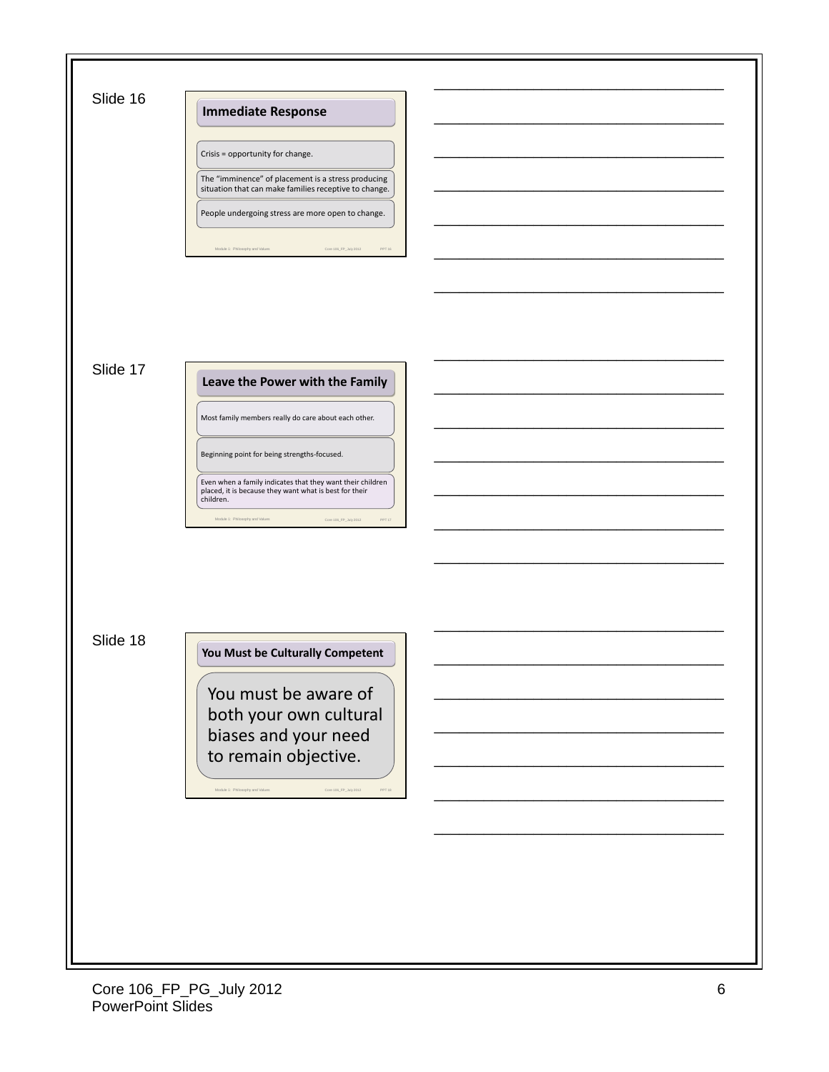Slide 16

## Immediate Response

- Crisis = opportunity for change.
- The "imminence" of placement is a stress producing situation that can make families receptive to change.
- People undergoing stress are more open to change.

Slide 17

## Leave the Power with the Family

- Most family members really do care about each other.
- Beginning point for being strengths-focused.
- Even when a family indicates that they want their children placed, it is because they want what is best for their children.

Slide 18

## You Must be Culturally Competent

You must be aware of both your own cultural biases and your need to remain objective.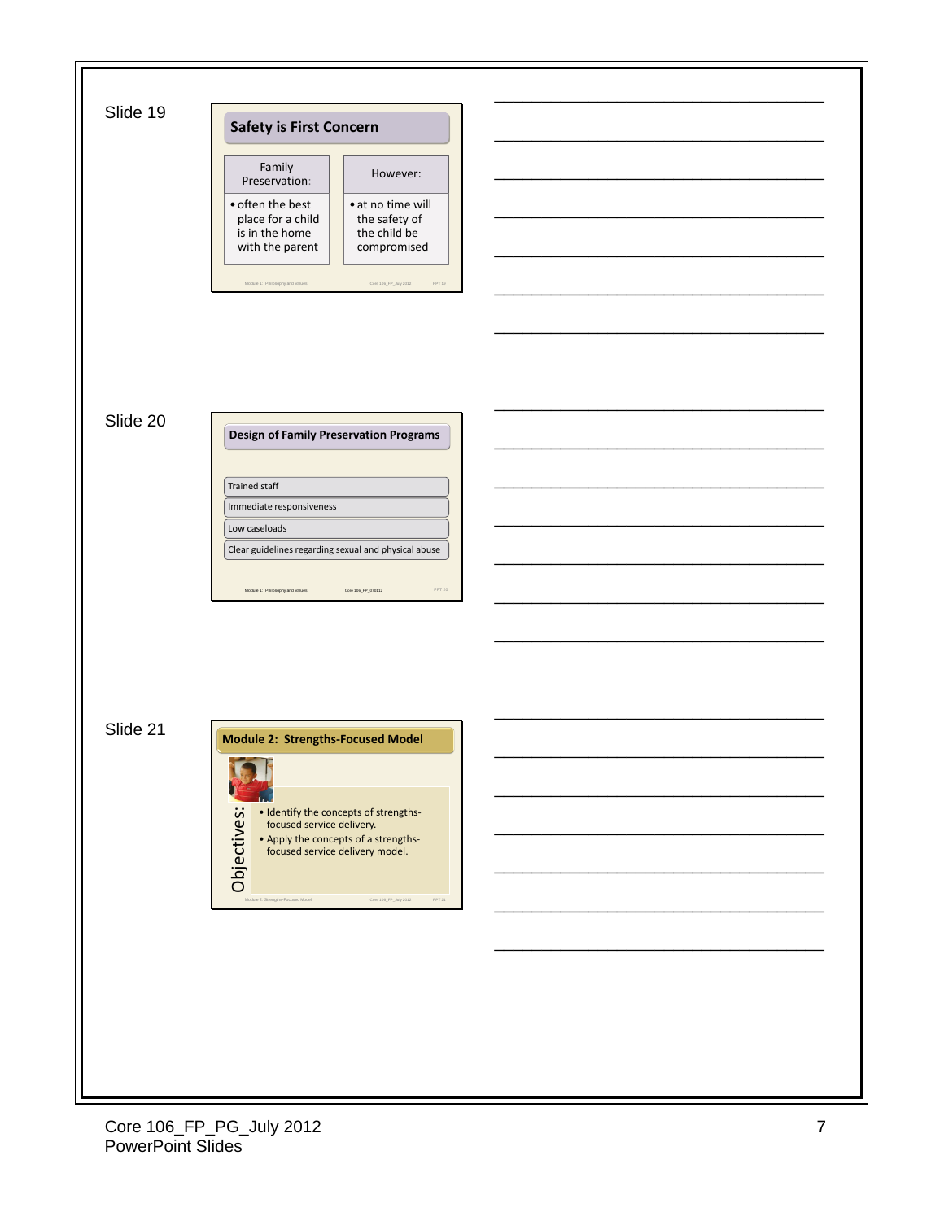Slide 19

## Safety is First Concern

| Family Preservation: | However: |
| --- | --- |
| • often the best place for a child is in the home with the parent | • at no time will the safety of the child be compromised |

Module 1: Philosophy and Values — Core 106_FP_July 2012 — PPT 19

Slide 20

## Design of Family Preservation Programs

- Trained staff
- Immediate responsiveness
- Low caseloads
- Clear guidelines regarding sexual and physical abuse

Module 1: Philosophy and Values — Core 106_FP_070112 — PPT 20

Slide 21

## Module 2: Strengths-Focused Model

Objectives:

- Identify the concepts of strengths-focused service delivery.
- Apply the concepts of a strengths-focused service delivery model.

Module 2: Strengths-Focused Model — Core 106_FP_July 2012 — PPT 21

Core 106_FP_PG_July 2012
PowerPoint Slides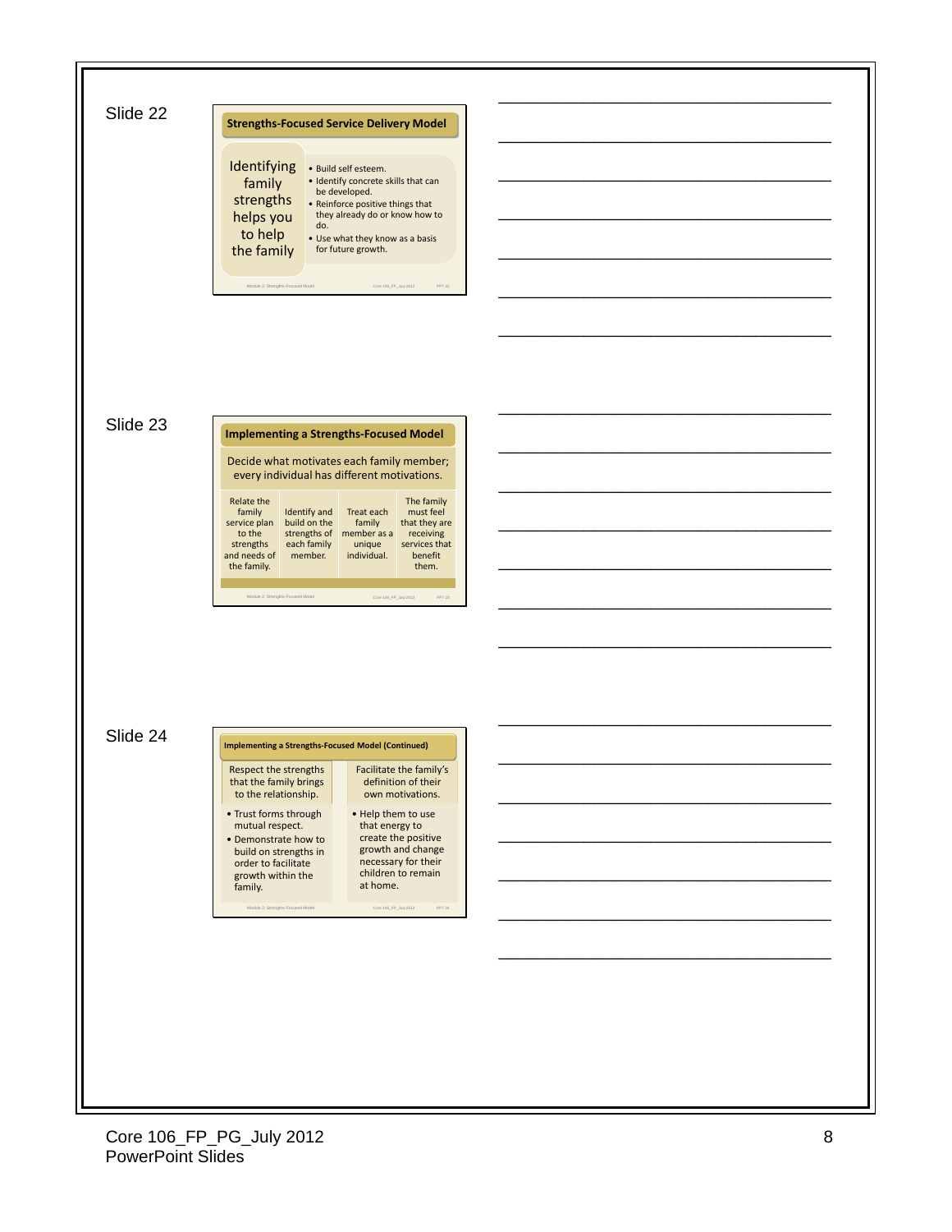Slide 22

## Strengths-Focused Service Delivery Model

Identifying family strengths helps you to help the family

- Build self esteem.
- Identify concrete skills that can be developed.
- Reinforce positive things that they already do or know how to do.
- Use what they know as a basis for future growth.

Slide 23

## Implementing a Strengths-Focused Model

Decide what motivates each family member; every individual has different motivations.

| Relate the family service plan to the strengths and needs of the family. | Identify and build on the strengths of each family member. | Treat each family member as a unique individual. | The family must feel that they are receiving services that benefit them. |
|---|---|---|---|

Slide 24

## Implementing a Strengths-Focused Model (Continued)

| Respect the strengths that the family brings to the relationship. | Facilitate the family's definition of their own motivations. |
|---|---|
| • Trust forms through mutual respect. • Demonstrate how to build on strengths in order to facilitate growth within the family. | • Help them to use that energy to create the positive growth and change necessary for their children to remain at home. |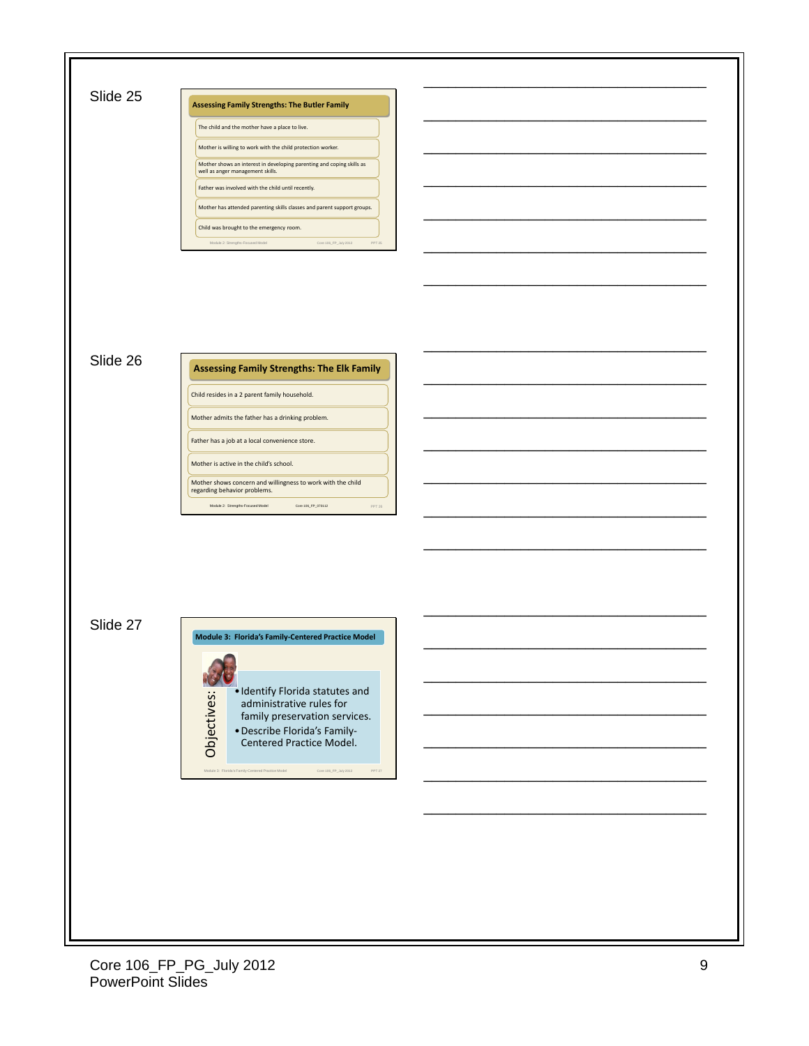Slide 25

**Assessing Family Strengths: The Butler Family**

- The child and the mother have a place to live.
- Mother is willing to work with the child protection worker.
- Mother shows an interest in developing parenting and coping skills as well as anger management skills.
- Father was involved with the child until recently.
- Mother has attended parenting skills classes and parent support groups.
- Child was brought to the emergency room.

Module 2: Strengths-Focused Model | Core 106_FP_July 2012 | PPT 25

Slide 26

**Assessing Family Strengths: The Elk Family**

- Child resides in a 2 parent family household.
- Mother admits the father has a drinking problem.
- Father has a job at a local convenience store.
- Mother is active in the child's school.
- Mother shows concern and willingness to work with the child regarding behavior problems.

Module 2: Strengths-Focused Model | Core 106_FP_070112 | PPT 26

Slide 27

**Module 3: Florida's Family-Centered Practice Model**

Objectives:

- Identify Florida statutes and administrative rules for family preservation services.
- Describe Florida's Family-Centered Practice Model.

Module 3: Florida's Family-Centered Practice Model | Core 106_FP_July 2012 | PPT 27

Core 106_FP_PG_July 2012
PowerPoint Slides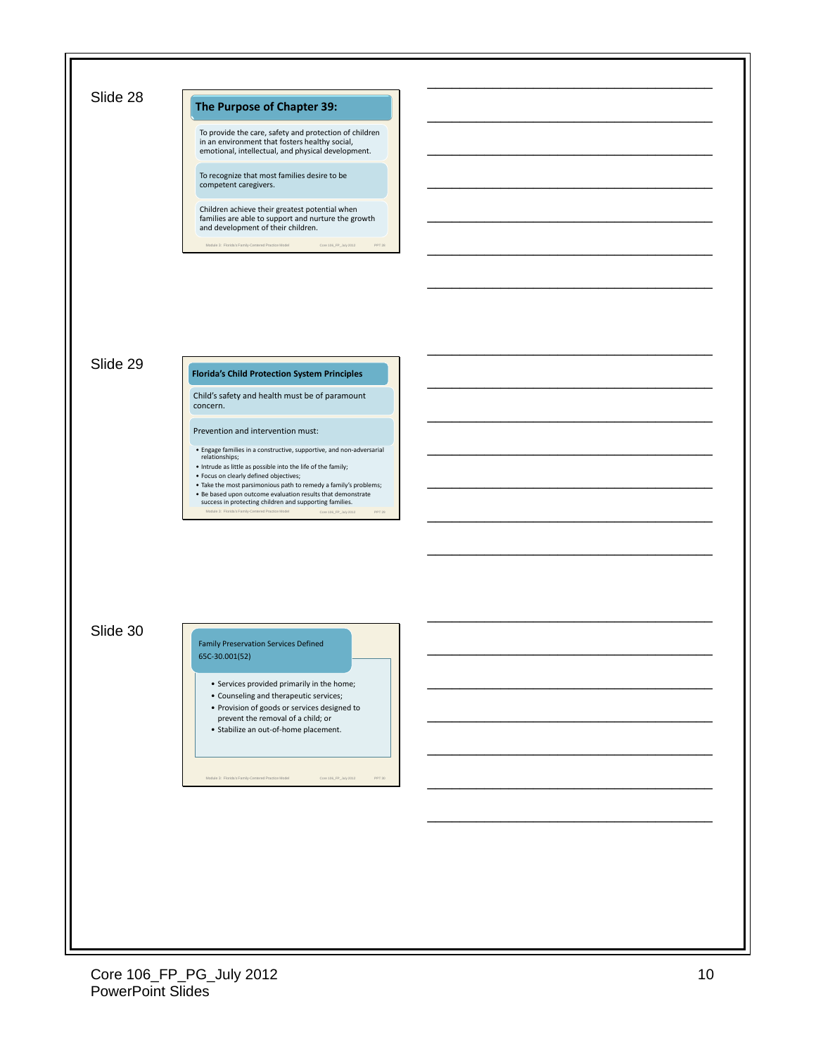Slide 28

## The Purpose of Chapter 39:

To provide the care, safety and protection of children in an environment that fosters healthy social, emotional, intellectual, and physical development.

To recognize that most families desire to be competent caregivers.

Children achieve their greatest potential when families are able to support and nurture the growth and development of their children.

Slide 29

## Florida's Child Protection System Principles

Child's safety and health must be of paramount concern.

Prevention and intervention must:

- Engage families in a constructive, supportive, and non-adversarial relationships;
- Intrude as little as possible into the life of the family;
- Focus on clearly defined objectives;
- Take the most parsimonious path to remedy a family's problems;
- Be based upon outcome evaluation results that demonstrate success in protecting children and supporting families.

Slide 30

## Family Preservation Services Defined
65C-30.001(52)

- Services provided primarily in the home;
- Counseling and therapeutic services;
- Provision of goods or services designed to prevent the removal of a child; or
- Stabilize an out-of-home placement.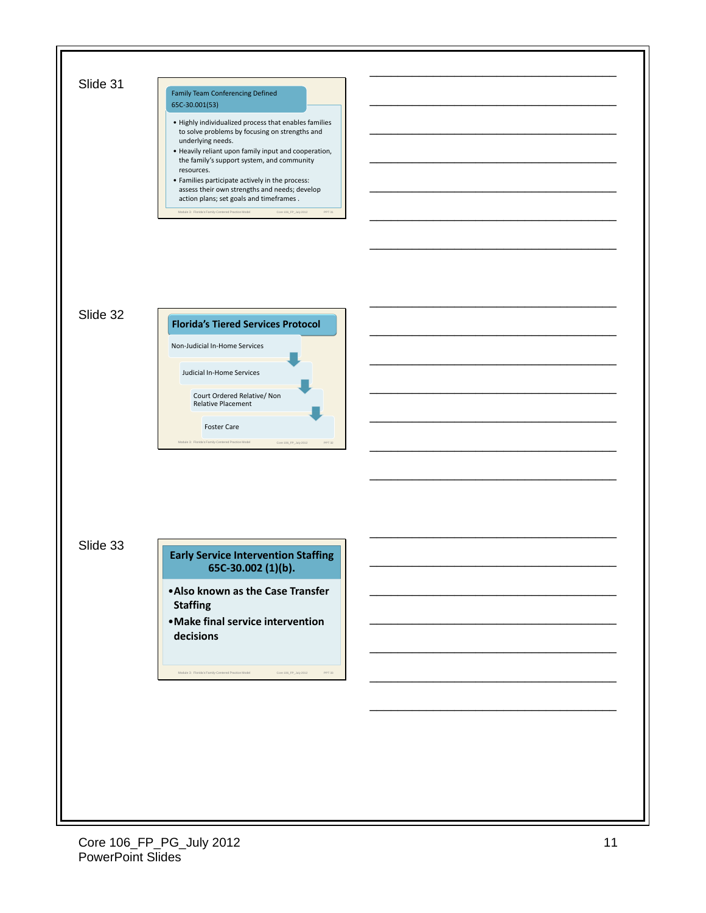Slide 31

**Family Team Conferencing Defined 65C-30.001(53)**

- Highly individualized process that enables families to solve problems by focusing on strengths and underlying needs.
- Heavily reliant upon family input and cooperation, the family's support system, and community resources.
- Families participate actively in the process: assess their own strengths and needs; develop action plans; set goals and timeframes .

Slide 32

**Florida's Tiered Services Protocol**

- Non-Judicial In-Home Services
- Judicial In-Home Services
- Court Ordered Relative/ Non Relative Placement
- Foster Care

Slide 33

**Early Service Intervention Staffing 65C-30.002 (1)(b).**

- Also known as the Case Transfer Staffing
- Make final service intervention decisions

Core 106_FP_PG_July 2012
PowerPoint Slides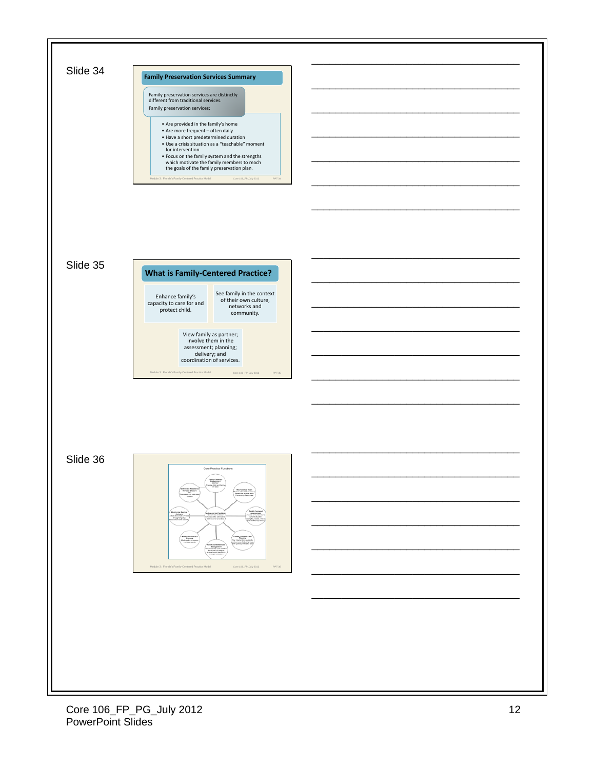Slide 34

**Family Preservation Services Summary**

Family preservation services are distinctly different from traditional services.

Family preservation services:

- Are provided in the family's home
- Are more frequent – often daily
- Have a short predetermined duration
- Use a crisis situation as a "teachable" moment for intervention
- Focus on the family system and the strengths which motivate the family members to reach the goals of the family preservation plan.

Slide 35

**What is Family-Centered Practice?**

Enhance family's capacity to care for and protect child.

See family in the context of their own culture, networks and community.

View family as partner; involve them in the assessment; planning; delivery; and coordination of services.

Slide 36

Core Practice Functions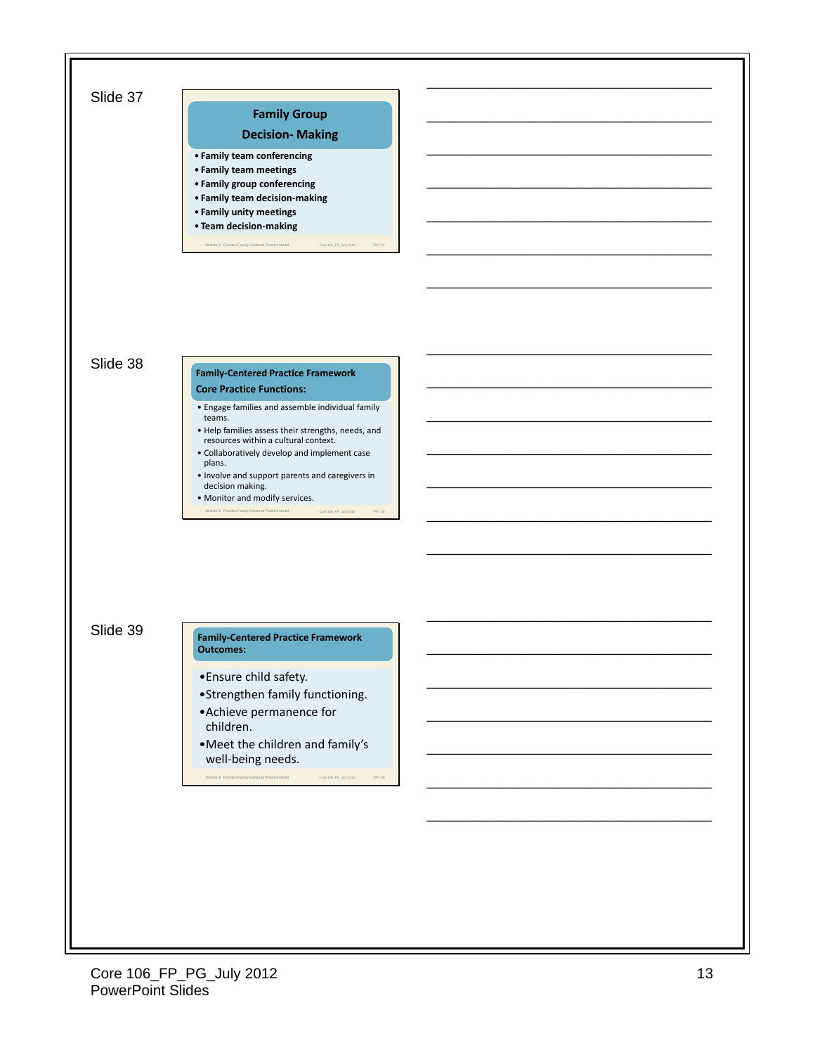Slide 37

## Family Group Decision- Making

- Family team conferencing
- Family team meetings
- Family group conferencing
- Family team decision-making
- Family unity meetings
- Team decision-making

Slide 38

## Family-Centered Practice Framework Core Practice Functions:

- Engage families and assemble individual family teams.
- Help families assess their strengths, needs, and resources within a cultural context.
- Collaboratively develop and implement case plans.
- Involve and support parents and caregivers in decision making.
- Monitor and modify services.

Slide 39

## Family-Centered Practice Framework Outcomes:

- Ensure child safety.
- Strengthen family functioning.
- Achieve permanence for children.
- Meet the children and family's well-being needs.